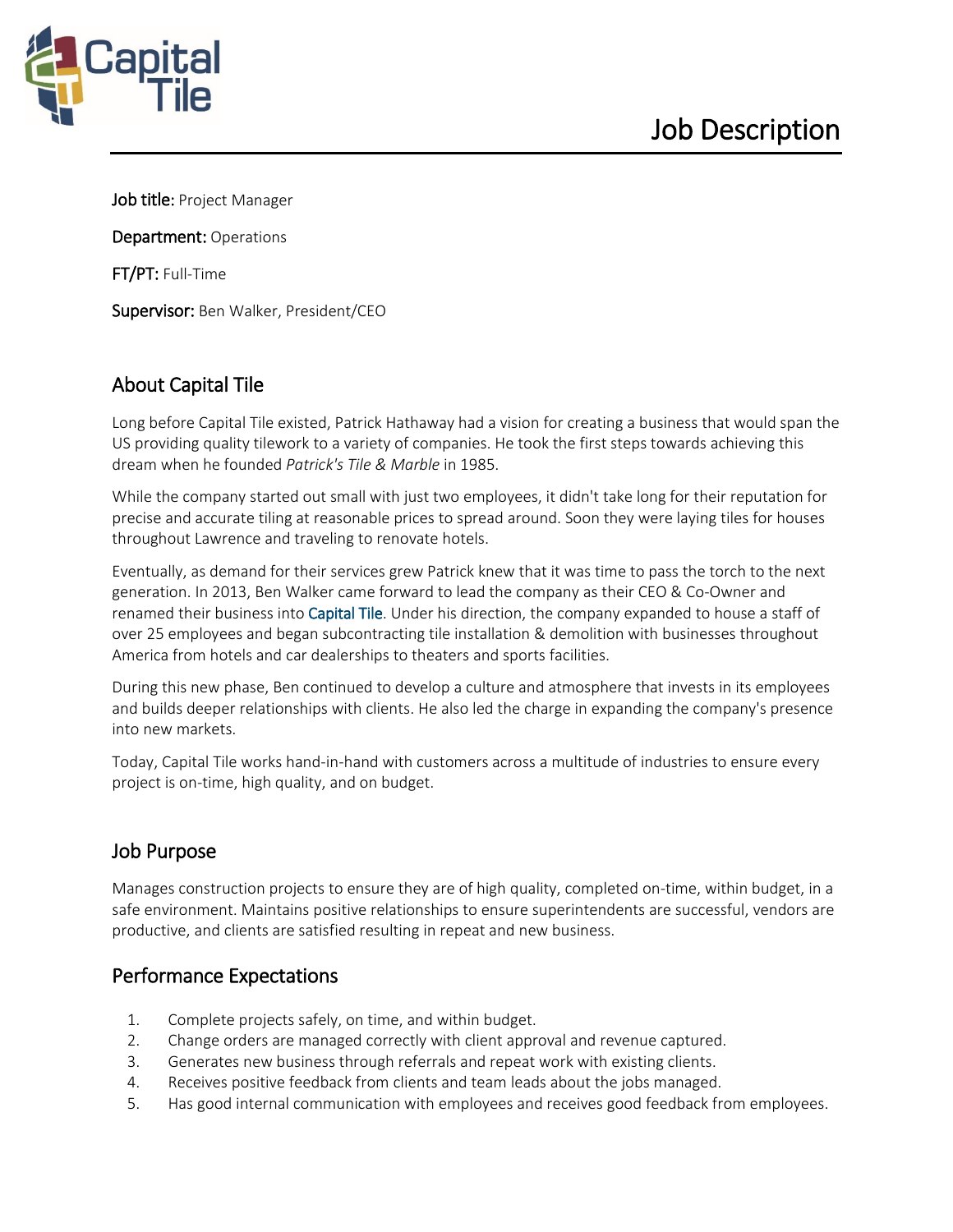# Job Description

**Job title:** Project Manager

**Department:** Operations

**FT/PT:** Full-Time

**Supervisor:** Ben Walker, President/CEO

## About Capital Tile

Long before Capital Tile existed, Patrick Hathaway had a vision for creating a business that would span the US providing quality tilework to a variety of companies. He took the first steps towards achieving this dream when he founded *Patrick's Tile & Marble* in 1985.

While the company started out small with just two employees, it didn't take long for their reputation for precise and accurate tiling at reasonable prices to spread around. Soon they were laying tiles for houses throughout Lawrence and traveling to renovate hotels.

Eventually, as demand for their services grew Patrick knew that it was time to pass the torch to the next generation. In 2013, Ben Walker came forward to lead the company as their CEO & Co-Owner and renamed their business into Capital Tile. Under his direction, the company expanded to house a staff of over 25 employees and began subcontracting tile installation & demolition with businesses throughout America from hotels and car dealerships to theaters and sports facilities.

During this new phase, Ben continued to develop a culture and atmosphere that invests in its employees and builds deeper relationships with clients. He also led the charge in expanding the company's presence into new markets.

Today, Capital Tile works hand-in-hand with customers across a multitude of industries to ensure every project is on-time, high quality, and on budget.

## Job Purpose

Manages construction projects to ensure they are of high quality, completed on-time, within budget, in a safe environment. Maintains positive relationships to ensure superintendents are successful, vendors are productive, and clients are satisfied resulting in repeat and new business.

## Performance Expectations

1. Complete projects safely, on time, and within budget.
2. Change orders are managed correctly with client approval and revenue captured.
3. Generates new business through referrals and repeat work with existing clients.
4. Receives positive feedback from clients and team leads about the jobs managed.
5. Has good internal communication with employees and receives good feedback from employees.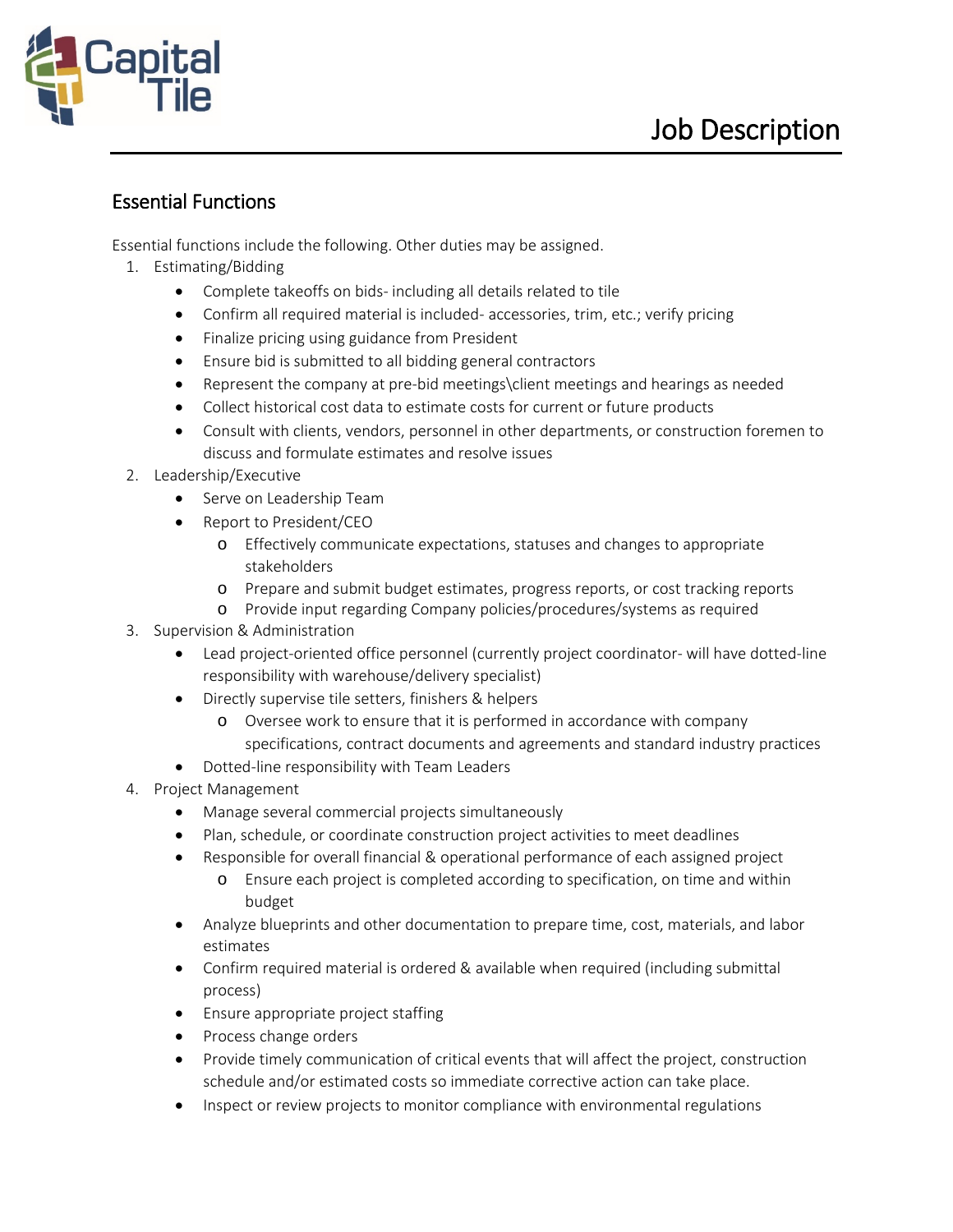# Job Description

## Essential Functions

Essential functions include the following. Other duties may be assigned.

1. Estimating/Bidding
   - Complete takeoffs on bids- including all details related to tile
   - Confirm all required material is included- accessories, trim, etc.; verify pricing
   - Finalize pricing using guidance from President
   - Ensure bid is submitted to all bidding general contractors
   - Represent the company at pre-bid meetings\client meetings and hearings as needed
   - Collect historical cost data to estimate costs for current or future products
   - Consult with clients, vendors, personnel in other departments, or construction foremen to discuss and formulate estimates and resolve issues
2. Leadership/Executive
   - Serve on Leadership Team
   - Report to President/CEO
     - Effectively communicate expectations, statuses and changes to appropriate stakeholders
     - Prepare and submit budget estimates, progress reports, or cost tracking reports
     - Provide input regarding Company policies/procedures/systems as required
3. Supervision & Administration
   - Lead project-oriented office personnel (currently project coordinator- will have dotted-line responsibility with warehouse/delivery specialist)
   - Directly supervise tile setters, finishers & helpers
     - Oversee work to ensure that it is performed in accordance with company specifications, contract documents and agreements and standard industry practices
   - Dotted-line responsibility with Team Leaders
4. Project Management
   - Manage several commercial projects simultaneously
   - Plan, schedule, or coordinate construction project activities to meet deadlines
   - Responsible for overall financial & operational performance of each assigned project
     - Ensure each project is completed according to specification, on time and within budget
   - Analyze blueprints and other documentation to prepare time, cost, materials, and labor estimates
   - Confirm required material is ordered & available when required (including submittal process)
   - Ensure appropriate project staffing
   - Process change orders
   - Provide timely communication of critical events that will affect the project, construction schedule and/or estimated costs so immediate corrective action can take place.
   - Inspect or review projects to monitor compliance with environmental regulations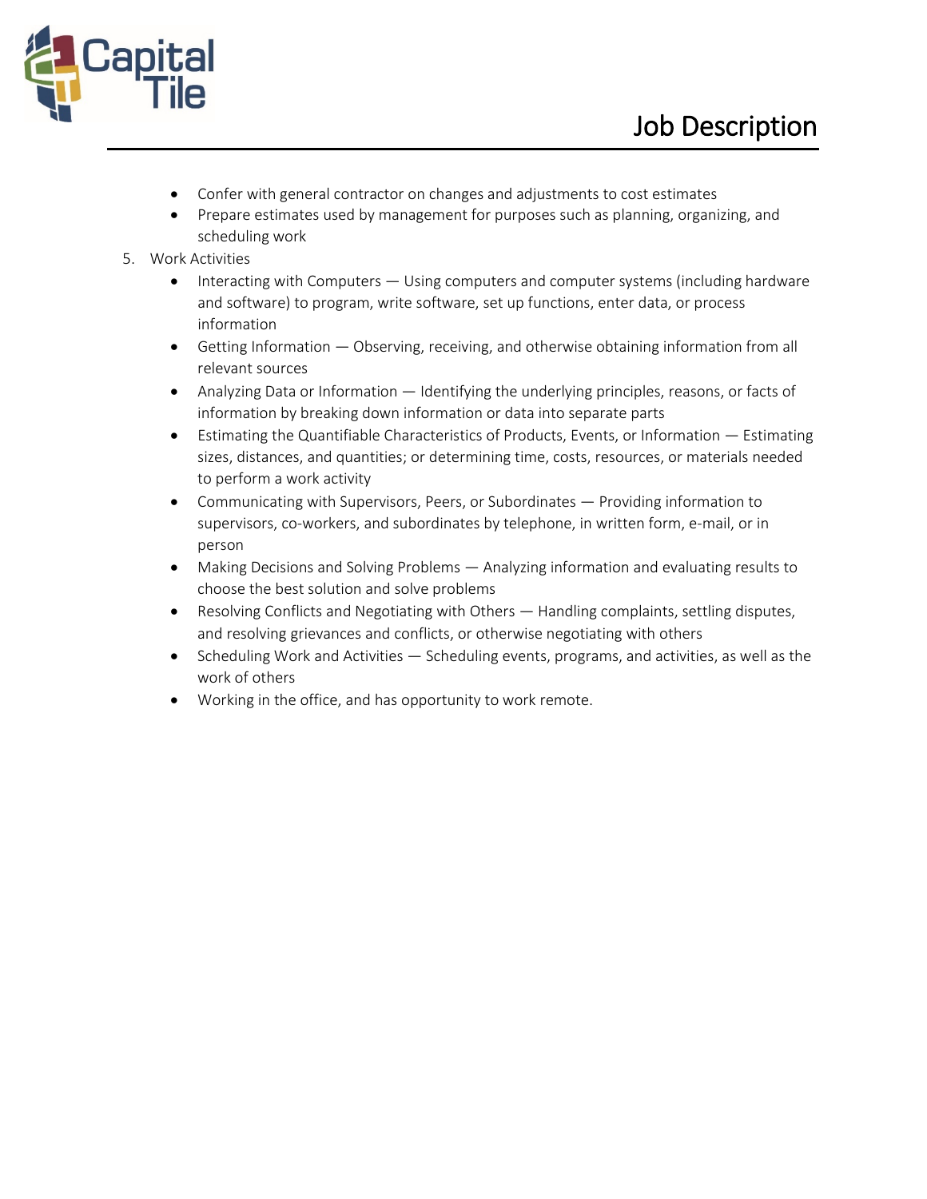- Confer with general contractor on changes and adjustments to cost estimates
- Prepare estimates used by management for purposes such as planning, organizing, and scheduling work

5. Work Activities
   - Interacting with Computers — Using computers and computer systems (including hardware and software) to program, write software, set up functions, enter data, or process information
   - Getting Information — Observing, receiving, and otherwise obtaining information from all relevant sources
   - Analyzing Data or Information — Identifying the underlying principles, reasons, or facts of information by breaking down information or data into separate parts
   - Estimating the Quantifiable Characteristics of Products, Events, or Information — Estimating sizes, distances, and quantities; or determining time, costs, resources, or materials needed to perform a work activity
   - Communicating with Supervisors, Peers, or Subordinates — Providing information to supervisors, co-workers, and subordinates by telephone, in written form, e-mail, or in person
   - Making Decisions and Solving Problems — Analyzing information and evaluating results to choose the best solution and solve problems
   - Resolving Conflicts and Negotiating with Others — Handling complaints, settling disputes, and resolving grievances and conflicts, or otherwise negotiating with others
   - Scheduling Work and Activities — Scheduling events, programs, and activities, as well as the work of others
   - Working in the office, and has opportunity to work remote.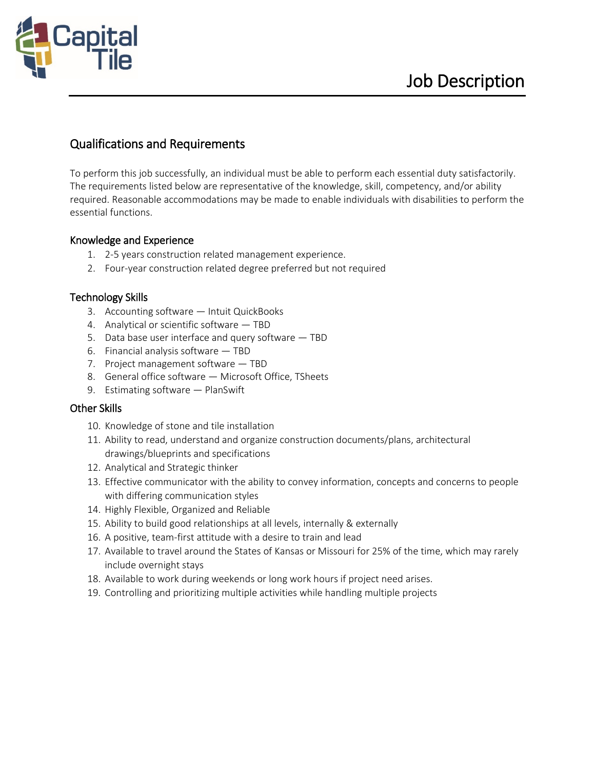## Qualifications and Requirements

To perform this job successfully, an individual must be able to perform each essential duty satisfactorily. The requirements listed below are representative of the knowledge, skill, competency, and/or ability required. Reasonable accommodations may be made to enable individuals with disabilities to perform the essential functions.

### Knowledge and Experience

1. 2-5 years construction related management experience.
2. Four-year construction related degree preferred but not required

### Technology Skills

3. Accounting software — Intuit QuickBooks
4. Analytical or scientific software — TBD
5. Data base user interface and query software — TBD
6. Financial analysis software — TBD
7. Project management software — TBD
8. General office software — Microsoft Office, TSheets
9. Estimating software — PlanSwift

### Other Skills

10. Knowledge of stone and tile installation
11. Ability to read, understand and organize construction documents/plans, architectural drawings/blueprints and specifications
12. Analytical and Strategic thinker
13. Effective communicator with the ability to convey information, concepts and concerns to people with differing communication styles
14. Highly Flexible, Organized and Reliable
15. Ability to build good relationships at all levels, internally & externally
16. A positive, team-first attitude with a desire to train and lead
17. Available to travel around the States of Kansas or Missouri for 25% of the time, which may rarely include overnight stays
18. Available to work during weekends or long work hours if project need arises.
19. Controlling and prioritizing multiple activities while handling multiple projects